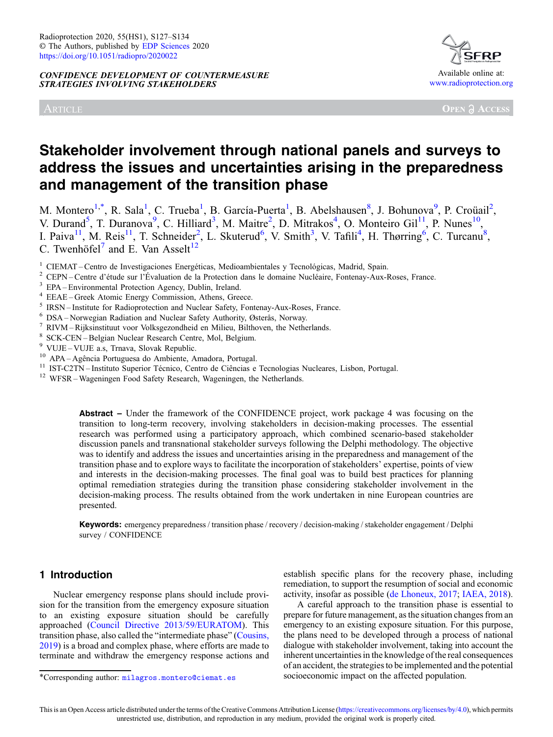CONFIDENCE DEVELOPMENT OF COUNTERMEASURE STRATEGIES INVOLVING STAKEHOLDERS

Article

# Stakeholder involvement through national panels and surveys to address the issues and uncertainties arising in the preparedness and management of the transition phase

M. Montero[1,*], R. Sala[1], C. Trueba[1], B. García-Puerta[1], B. Abelshausen[8], J. Bohunova[9], P. Croüail[2], V. Durand[5], T. Duranova[9], C. Hilliard[3], M. Maitre[2], D. Mitrakos[4], O. Monteiro Gil[11], P. Nunes[10], I. Paiva[11], M. Reis[11], T. Schneider[2], L. Skuterud[6], V. Smith[3], V. Tafili[4], H. Thørring[6], C. Turcanu[8], C. Twenhöfel[7] and E. Van Asselt[12]

[1] CIEMAT – Centro de Investigaciones Energéticas, Medioambientales y Tecnológicas, Madrid, Spain.
[2] CEPN – Centre d'étude sur l'Évaluation de la Protection dans le domaine Nucléaire, Fontenay-Aux-Roses, France.
[3] EPA – Environmental Protection Agency, Dublin, Ireland.
[4] EEAE – Greek Atomic Energy Commission, Athens, Greece.
[5] IRSN – Institute for Radioprotection and Nuclear Safety, Fontenay-Aux-Roses, France.
[6] DSA – Norwegian Radiation and Nuclear Safety Authority, Østerås, Norway.
[7] RIVM – Rijksinstituut voor Volksgezondheid en Milieu, Bilthoven, the Netherlands.
[8] SCK-CEN – Belgian Nuclear Research Centre, Mol, Belgium.
[9] VUJE – VUJE a.s, Trnava, Slovak Republic.
[10] APA – Agência Portuguesa do Ambiente, Amadora, Portugal.
[11] IST-C2TN – Instituto Superior Técnico, Centro de Ciências e Tecnologias Nucleares, Lisbon, Portugal.
[12] WFSR – Wageningen Food Safety Research, Wageningen, the Netherlands.

**Abstract –** Under the framework of the CONFIDENCE project, work package 4 was focusing on the transition to long-term recovery, involving stakeholders in decision-making processes. The essential research was performed using a participatory approach, which combined scenario-based stakeholder discussion panels and transnational stakeholder surveys following the Delphi methodology. The objective was to identify and address the issues and uncertainties arising in the preparedness and management of the transition phase and to explore ways to facilitate the incorporation of stakeholders' expertise, points of view and interests in the decision-making processes. The final goal was to build best practices for planning optimal remediation strategies during the transition phase considering stakeholder involvement in the decision-making process. The results obtained from the work undertaken in nine European countries are presented.

**Keywords:** emergency preparedness / transition phase / recovery / decision-making / stakeholder engagement / Delphi survey / CONFIDENCE

## 1 Introduction

Nuclear emergency response plans should include provision for the transition from the emergency exposure situation to an existing exposure situation should be carefully approached (Council Directive 2013/59/EURATOM). This transition phase, also called the "intermediate phase" (Cousins, 2019) is a broad and complex phase, where efforts are made to terminate and withdraw the emergency response actions and establish specific plans for the recovery phase, including remediation, to support the resumption of social and economic activity, insofar as possible (de Lhoneux, 2017; IAEA, 2018).

A careful approach to the transition phase is essential to prepare for future management, as the situation changes from an emergency to an existing exposure situation. For this purpose, the plans need to be developed through a process of national dialogue with stakeholder involvement, taking into account the inherent uncertainties in the knowledge of the real consequences of an accident, the strategies to be implemented and the potential socioeconomic impact on the affected population.

*Corresponding author: milagros.montero@ciemat.es

This is an Open Access article distributed under the terms of the Creative Commons Attribution License (https://creativecommons.org/licenses/by/4.0), which permits unrestricted use, distribution, and reproduction in any medium, provided the original work is properly cited.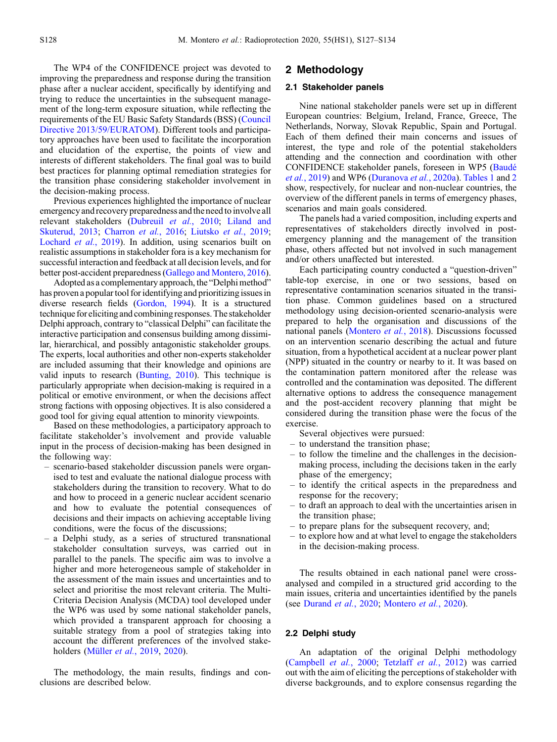The WP4 of the CONFIDENCE project was devoted to improving the preparedness and response during the transition phase after a nuclear accident, specifically by identifying and trying to reduce the uncertainties in the subsequent management of the long-term exposure situation, while reflecting the requirements of the EU Basic Safety Standards (BSS) (Council Directive 2013/59/EURATOM). Different tools and participatory approaches have been used to facilitate the incorporation and elucidation of the expertise, the points of view and interests of different stakeholders. The final goal was to build best practices for planning optimal remediation strategies for the transition phase considering stakeholder involvement in the decision-making process.

Previous experiences highlighted the importance of nuclear emergency and recovery preparedness and the need to involve all relevant stakeholders (Dubreuil *et al.*, 2010; Liland and Skuterud, 2013; Charron *et al.*, 2016; Liutsko *et al.*, 2019; Lochard *et al.*, 2019). In addition, using scenarios built on realistic assumptions in stakeholder fora is a key mechanism for successful interaction and feedback at all decision levels, and for better post-accident preparedness (Gallego and Montero, 2016).

Adopted as a complementary approach, the "Delphi method" has proven a popular tool for identifying and prioritizing issues in diverse research fields (Gordon, 1994). It is a structured technique for eliciting and combining responses. The stakeholder Delphi approach, contrary to "classical Delphi" can facilitate the interactive participation and consensus building among dissimilar, hierarchical, and possibly antagonistic stakeholder groups. The experts, local authorities and other non-experts stakeholder are included assuming that their knowledge and opinions are valid inputs to research (Bunting, 2010). This technique is particularly appropriate when decision-making is required in a political or emotive environment, or when the decisions affect strong factions with opposing objectives. It is also considered a good tool for giving equal attention to minority viewpoints.

Based on these methodologies, a participatory approach to facilitate stakeholder's involvement and provide valuable input in the process of decision-making has been designed in the following way:

- scenario-based stakeholder discussion panels were organised to test and evaluate the national dialogue process with stakeholders during the transition to recovery. What to do and how to proceed in a generic nuclear accident scenario and how to evaluate the potential consequences of decisions and their impacts on achieving acceptable living conditions, were the focus of the discussions;
- a Delphi study, as a series of structured transnational stakeholder consultation surveys, was carried out in parallel to the panels. The specific aim was to involve a higher and more heterogeneous sample of stakeholder in the assessment of the main issues and uncertainties and to select and prioritise the most relevant criteria. The Multi-Criteria Decision Analysis (MCDA) tool developed under the WP6 was used by some national stakeholder panels, which provided a transparent approach for choosing a suitable strategy from a pool of strategies taking into account the different preferences of the involved stakeholders (Müller *et al.*, 2019, 2020).

The methodology, the main results, findings and conclusions are described below.

## 2 Methodology

### 2.1 Stakeholder panels

Nine national stakeholder panels were set up in different European countries: Belgium, Ireland, France, Greece, The Netherlands, Norway, Slovak Republic, Spain and Portugal. Each of them defined their main concerns and issues of interest, the type and role of the potential stakeholders attending and the connection and coordination with other CONFIDENCE stakeholder panels, foreseen in WP5 (Baudé *et al.*, 2019) and WP6 (Duranova *et al.*, 2020a). Tables 1 and 2 show, respectively, for nuclear and non-nuclear countries, the overview of the different panels in terms of emergency phases, scenarios and main goals considered.

The panels had a varied composition, including experts and representatives of stakeholders directly involved in post-emergency planning and the management of the transition phase, others affected but not involved in such management and/or others unaffected but interested.

Each participating country conducted a "question-driven" table-top exercise, in one or two sessions, based on representative contamination scenarios situated in the transition phase. Common guidelines based on a structured methodology using decision-oriented scenario-analysis were prepared to help the organisation and discussions of the national panels (Montero *et al.*, 2018). Discussions focussed on an intervention scenario describing the actual and future situation, from a hypothetical accident at a nuclear power plant (NPP) situated in the country or nearby to it. It was based on the contamination pattern monitored after the release was controlled and the contamination was deposited. The different alternative options to address the consequence management and the post-accident recovery planning that might be considered during the transition phase were the focus of the exercise.

Several objectives were pursued:

- to understand the transition phase;
- to follow the timeline and the challenges in the decision-making process, including the decisions taken in the early phase of the emergency;
- to identify the critical aspects in the preparedness and response for the recovery;
- to draft an approach to deal with the uncertainties arisen in the transition phase;
- to prepare plans for the subsequent recovery, and;
- to explore how and at what level to engage the stakeholders in the decision-making process.

The results obtained in each national panel were cross-analysed and compiled in a structured grid according to the main issues, criteria and uncertainties identified by the panels (see Durand *et al.*, 2020; Montero *et al.*, 2020).

### 2.2 Delphi study

An adaptation of the original Delphi methodology (Campbell *et al.*, 2000; Tetzlaff *et al.*, 2012) was carried out with the aim of eliciting the perceptions of stakeholder with diverse backgrounds, and to explore consensus regarding the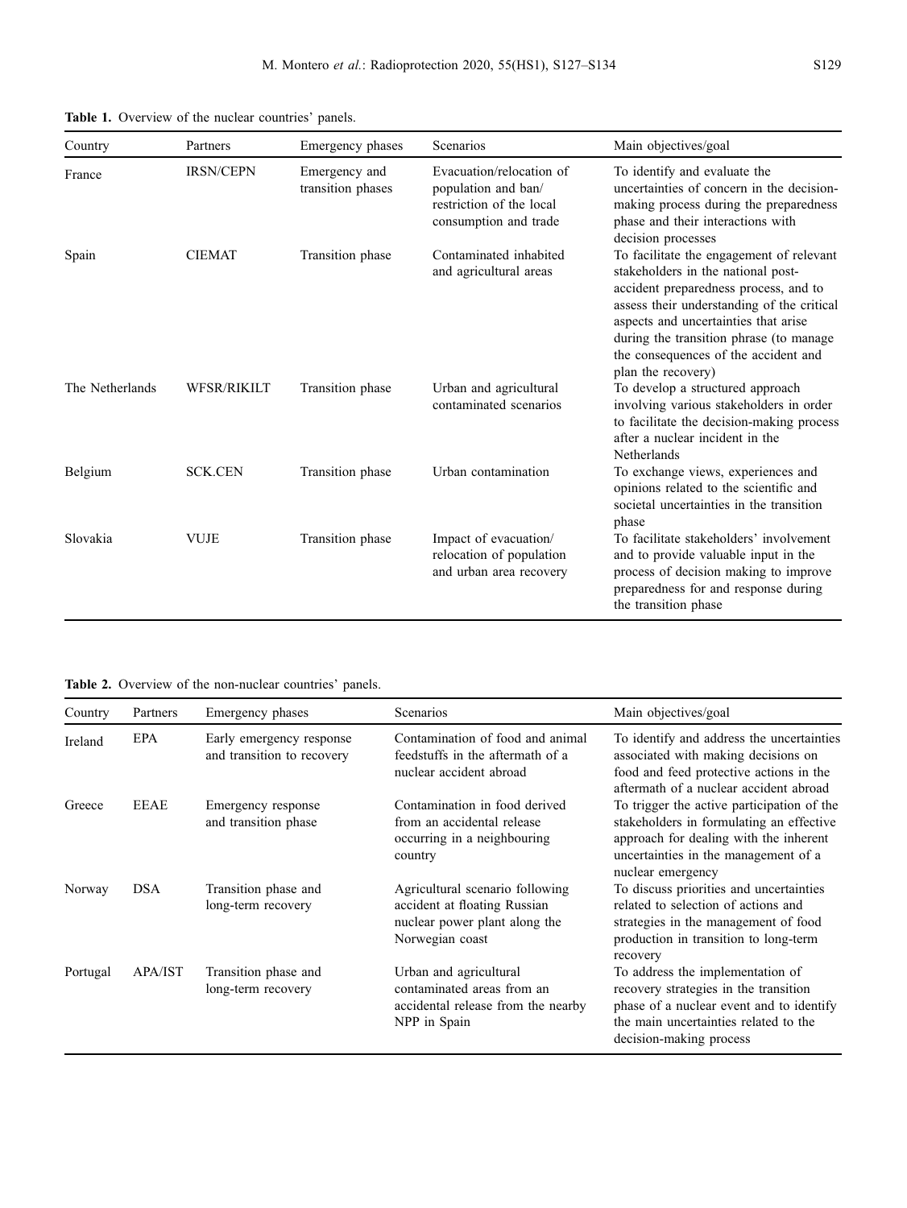**Table 1.** Overview of the nuclear countries' panels.

| Country | Partners | Emergency phases | Scenarios | Main objectives/goal |
|---|---|---|---|---|
| France | IRSN/CEPN | Emergency and transition phases | Evacuation/relocation of population and ban/ restriction of the local consumption and trade | To identify and evaluate the uncertainties of concern in the decision-making process during the preparedness phase and their interactions with decision processes |
| Spain | CIEMAT | Transition phase | Contaminated inhabited and agricultural areas | To facilitate the engagement of relevant stakeholders in the national post-accident preparedness process, and to assess their understanding of the critical aspects and uncertainties that arise during the transition phrase (to manage the consequences of the accident and plan the recovery) |
| The Netherlands | WFSR/RIKILT | Transition phase | Urban and agricultural contaminated scenarios | To develop a structured approach involving various stakeholders in order to facilitate the decision-making process after a nuclear incident in the Netherlands |
| Belgium | SCK.CEN | Transition phase | Urban contamination | To exchange views, experiences and opinions related to the scientific and societal uncertainties in the transition phase |
| Slovakia | VUJE | Transition phase | Impact of evacuation/ relocation of population and urban area recovery | To facilitate stakeholders' involvement and to provide valuable input in the process of decision making to improve preparedness for and response during the transition phase |

**Table 2.** Overview of the non-nuclear countries' panels.

| Country | Partners | Emergency phases | Scenarios | Main objectives/goal |
|---|---|---|---|---|
| Ireland | EPA | Early emergency response and transition to recovery | Contamination of food and animal feedstuffs in the aftermath of a nuclear accident abroad | To identify and address the uncertainties associated with making decisions on food and feed protective actions in the aftermath of a nuclear accident abroad |
| Greece | EEAE | Emergency response and transition phase | Contamination in food derived from an accidental release occurring in a neighbouring country | To trigger the active participation of the stakeholders in formulating an effective approach for dealing with the inherent uncertainties in the management of a nuclear emergency |
| Norway | DSA | Transition phase and long-term recovery | Agricultural scenario following accident at floating Russian nuclear power plant along the Norwegian coast | To discuss priorities and uncertainties related to selection of actions and strategies in the management of food production in transition to long-term recovery |
| Portugal | APA/IST | Transition phase and long-term recovery | Urban and agricultural contaminated areas from an accidental release from the nearby NPP in Spain | To address the implementation of recovery strategies in the transition phase of a nuclear event and to identify the main uncertainties related to the decision-making process |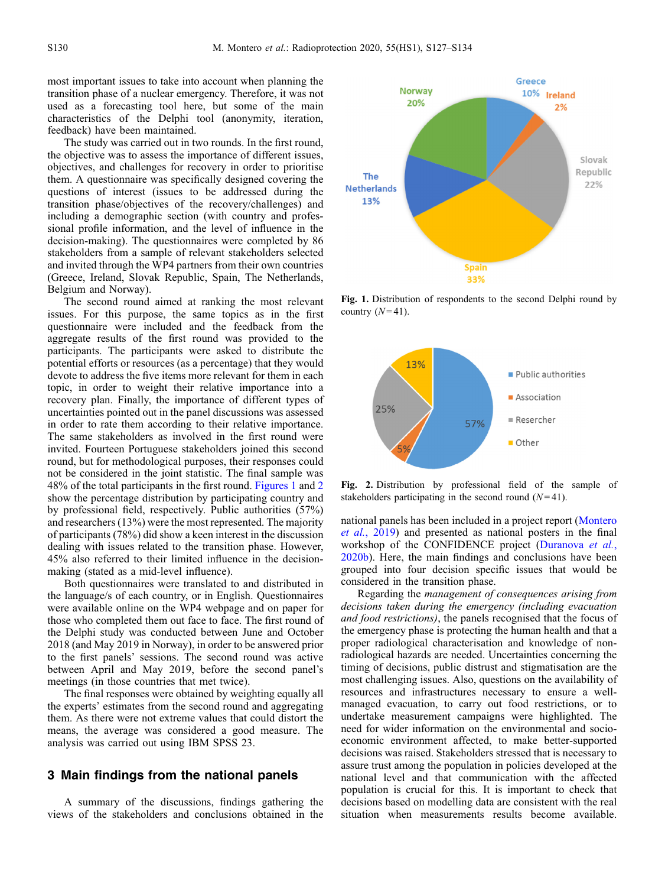most important issues to take into account when planning the transition phase of a nuclear emergency. Therefore, it was not used as a forecasting tool here, but some of the main characteristics of the Delphi tool (anonymity, iteration, feedback) have been maintained.

The study was carried out in two rounds. In the first round, the objective was to assess the importance of different issues, objectives, and challenges for recovery in order to prioritise them. A questionnaire was specifically designed covering the questions of interest (issues to be addressed during the transition phase/objectives of the recovery/challenges) and including a demographic section (with country and professional profile information, and the level of influence in the decision-making). The questionnaires were completed by 86 stakeholders from a sample of relevant stakeholders selected and invited through the WP4 partners from their own countries (Greece, Ireland, Slovak Republic, Spain, The Netherlands, Belgium and Norway).

The second round aimed at ranking the most relevant issues. For this purpose, the same topics as in the first questionnaire were included and the feedback from the aggregate results of the first round was provided to the participants. The participants were asked to distribute the potential efforts or resources (as a percentage) that they would devote to address the five items more relevant for them in each topic, in order to weight their relative importance into a recovery plan. Finally, the importance of different types of uncertainties pointed out in the panel discussions was assessed in order to rate them according to their relative importance. The same stakeholders as involved in the first round were invited. Fourteen Portuguese stakeholders joined this second round, but for methodological purposes, their responses could not be considered in the joint statistic. The final sample was 48% of the total participants in the first round. Figures 1 and 2 show the percentage distribution by participating country and by professional field, respectively. Public authorities (57%) and researchers (13%) were the most represented. The majority of participants (78%) did show a keen interest in the discussion dealing with issues related to the transition phase. However, 45% also referred to their limited influence in the decision-making (stated as a mid-level influence).

Both questionnaires were translated to and distributed in the language/s of each country, or in English. Questionnaires were available online on the WP4 webpage and on paper for those who completed them out face to face. The first round of the Delphi study was conducted between June and October 2018 (and May 2019 in Norway), in order to be answered prior to the first panels' sessions. The second round was active between April and May 2019, before the second panel's meetings (in those countries that met twice).

The final responses were obtained by weighting equally all the experts' estimates from the second round and aggregating them. As there were not extreme values that could distort the means, the average was considered a good measure. The analysis was carried out using IBM SPSS 23.

## 3 Main findings from the national panels

A summary of the discussions, findings gathering the views of the stakeholders and conclusions obtained in the national panels has been included in a project report (Montero *et al.*, 2019) and presented as national posters in the final workshop of the CONFIDENCE project (Duranova *et al.*, 2020b). Here, the main findings and conclusions have been grouped into four decision specific issues that would be considered in the transition phase.

Regarding the *management of consequences arising from decisions taken during the emergency (including evacuation and food restrictions)*, the panels recognised that the focus of the emergency phase is protecting the human health and that a proper radiological characterisation and knowledge of non-radiological hazards are needed. Uncertainties concerning the timing of decisions, public distrust and stigmatisation are the most challenging issues. Also, questions on the availability of resources and infrastructures necessary to ensure a well-managed evacuation, to carry out food restrictions, or to undertake measurement campaigns were highlighted. The need for wider information on the environmental and socio-economic environment affected, to make better-supported decisions was raised. Stakeholders stressed that is necessary to assure trust among the population in policies developed at the national level and that communication with the affected population is crucial for this. It is important to check that decisions based on modelling data are consistent with the real situation when measurements results become available.

Fig. 1. Distribution of respondents to the second Delphi round by country ($N = 41$).

Fig. 2. Distribution by professional field of the sample of stakeholders participating in the second round ($N = 41$).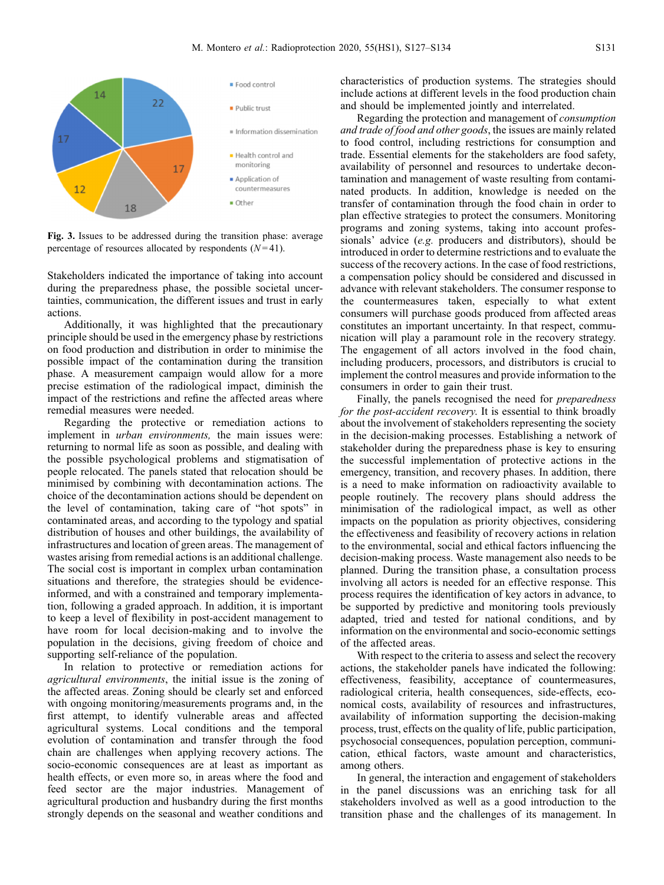Fig. 3. Issues to be addressed during the transition phase: average percentage of resources allocated by respondents ($N=41$).

Stakeholders indicated the importance of taking into account during the preparedness phase, the possible societal uncertainties, communication, the different issues and trust in early actions.

Additionally, it was highlighted that the precautionary principle should be used in the emergency phase by restrictions on food production and distribution in order to minimise the possible impact of the contamination during the transition phase. A measurement campaign would allow for a more precise estimation of the radiological impact, diminish the impact of the restrictions and refine the affected areas where remedial measures were needed.

Regarding the protective or remediation actions to implement in *urban environments,* the main issues were: returning to normal life as soon as possible, and dealing with the possible psychological problems and stigmatisation of people relocated. The panels stated that relocation should be minimised by combining with decontamination actions. The choice of the decontamination actions should be dependent on the level of contamination, taking care of "hot spots" in contaminated areas, and according to the typology and spatial distribution of houses and other buildings, the availability of infrastructures and location of green areas. The management of wastes arising from remedial actions is an additional challenge. The social cost is important in complex urban contamination situations and therefore, the strategies should be evidence-informed, and with a constrained and temporary implementation, following a graded approach. In addition, it is important to keep a level of flexibility in post-accident management to have room for local decision-making and to involve the population in the decisions, giving freedom of choice and supporting self-reliance of the population.

In relation to protective or remediation actions for *agricultural environments*, the initial issue is the zoning of the affected areas. Zoning should be clearly set and enforced with ongoing monitoring/measurements programs and, in the first attempt, to identify vulnerable areas and affected agricultural systems. Local conditions and the temporal evolution of contamination and transfer through the food chain are challenges when applying recovery actions. The socio-economic consequences are at least as important as health effects, or even more so, in areas where the food and feed sector are the major industries. Management of agricultural production and husbandry during the first months strongly depends on the seasonal and weather conditions and characteristics of production systems. The strategies should include actions at different levels in the food production chain and should be implemented jointly and interrelated.

Regarding the protection and management of *consumption and trade of food and other goods*, the issues are mainly related to food control, including restrictions for consumption and trade. Essential elements for the stakeholders are food safety, availability of personnel and resources to undertake decontamination and management of waste resulting from contaminated products. In addition, knowledge is needed on the transfer of contamination through the food chain in order to plan effective strategies to protect the consumers. Monitoring programs and zoning systems, taking into account professionals' advice (*e.g.* producers and distributors), should be introduced in order to determine restrictions and to evaluate the success of the recovery actions. In the case of food restrictions, a compensation policy should be considered and discussed in advance with relevant stakeholders. The consumer response to the countermeasures taken, especially to what extent consumers will purchase goods produced from affected areas constitutes an important uncertainty. In that respect, communication will play a paramount role in the recovery strategy. The engagement of all actors involved in the food chain, including producers, processors, and distributors is crucial to implement the control measures and provide information to the consumers in order to gain their trust.

Finally, the panels recognised the need for *preparedness for the post-accident recovery*. It is essential to think broadly about the involvement of stakeholders representing the society in the decision-making processes. Establishing a network of stakeholder during the preparedness phase is key to ensuring the successful implementation of protective actions in the emergency, transition, and recovery phases. In addition, there is a need to make information on radioactivity available to people routinely. The recovery plans should address the minimisation of the radiological impact, as well as other impacts on the population as priority objectives, considering the effectiveness and feasibility of recovery actions in relation to the environmental, social and ethical factors influencing the decision-making process. Waste management also needs to be planned. During the transition phase, a consultation process involving all actors is needed for an effective response. This process requires the identification of key actors in advance, to be supported by predictive and monitoring tools previously adapted, tried and tested for national conditions, and by information on the environmental and socio-economic settings of the affected areas.

With respect to the criteria to assess and select the recovery actions, the stakeholder panels have indicated the following: effectiveness, feasibility, acceptance of countermeasures, radiological criteria, health consequences, side-effects, economical costs, availability of resources and infrastructures, availability of information supporting the decision-making process, trust, effects on the quality of life, public participation, psychosocial consequences, population perception, communication, ethical factors, waste amount and characteristics, among others.

In general, the interaction and engagement of stakeholders in the panel discussions was an enriching task for all stakeholders involved as well as a good introduction to the transition phase and the challenges of its management. In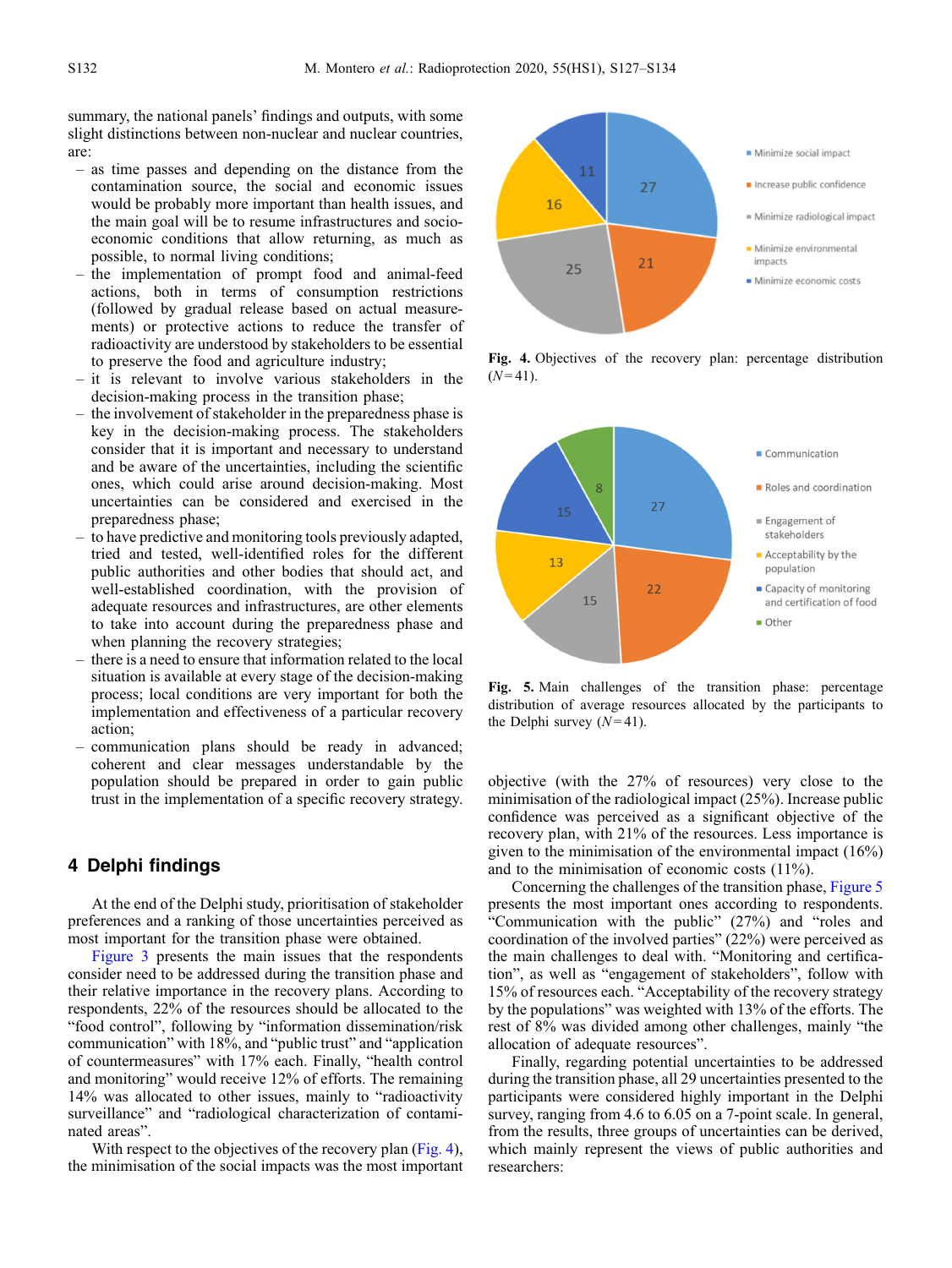summary, the national panels' findings and outputs, with some slight distinctions between non-nuclear and nuclear countries, are:

- as time passes and depending on the distance from the contamination source, the social and economic issues would be probably more important than health issues, and the main goal will be to resume infrastructures and socio-economic conditions that allow returning, as much as possible, to normal living conditions;
- the implementation of prompt food and animal-feed actions, both in terms of consumption restrictions (followed by gradual release based on actual measurements) or protective actions to reduce the transfer of radioactivity are understood by stakeholders to be essential to preserve the food and agriculture industry;
- it is relevant to involve various stakeholders in the decision-making process in the transition phase;
- the involvement of stakeholder in the preparedness phase is key in the decision-making process. The stakeholders consider that it is important and necessary to understand and be aware of the uncertainties, including the scientific ones, which could arise around decision-making. Most uncertainties can be considered and exercised in the preparedness phase;
- to have predictive and monitoring tools previously adapted, tried and tested, well-identified roles for the different public authorities and other bodies that should act, and well-established coordination, with the provision of adequate resources and infrastructures, are other elements to take into account during the preparedness phase and when planning the recovery strategies;
- there is a need to ensure that information related to the local situation is available at every stage of the decision-making process; local conditions are very important for both the implementation and effectiveness of a particular recovery action;
- communication plans should be ready in advanced; coherent and clear messages understandable by the population should be prepared in order to gain public trust in the implementation of a specific recovery strategy.

## 4 Delphi findings

At the end of the Delphi study, prioritisation of stakeholder preferences and a ranking of those uncertainties perceived as most important for the transition phase were obtained.

Figure 3 presents the main issues that the respondents consider need to be addressed during the transition phase and their relative importance in the recovery plans. According to respondents, 22% of the resources should be allocated to the "food control", following by "information dissemination/risk communication" with 18%, and "public trust" and "application of countermeasures" with 17% each. Finally, "health control and monitoring" would receive 12% of efforts. The remaining 14% was allocated to other issues, mainly to "radioactivity surveillance" and "radiological characterization of contaminated areas".

With respect to the objectives of the recovery plan (Fig. 4), the minimisation of the social impacts was the most important objective (with the 27% of resources) very close to the minimisation of the radiological impact (25%). Increase public confidence was perceived as a significant objective of the recovery plan, with 21% of the resources. Less importance is given to the minimisation of the environmental impact (16%) and to the minimisation of economic costs (11%).

Fig. 4. Objectives of the recovery plan: percentage distribution ($N = 41$).

Fig. 5. Main challenges of the transition phase: percentage distribution of average resources allocated by the participants to the Delphi survey ($N = 41$).

Concerning the challenges of the transition phase, Figure 5 presents the most important ones according to respondents. "Communication with the public" (27%) and "roles and coordination of the involved parties" (22%) were perceived as the main challenges to deal with. "Monitoring and certification", as well as "engagement of stakeholders", follow with 15% of resources each. "Acceptability of the recovery strategy by the populations" was weighted with 13% of the efforts. The rest of 8% was divided among other challenges, mainly "the allocation of adequate resources".

Finally, regarding potential uncertainties to be addressed during the transition phase, all 29 uncertainties presented to the participants were considered highly important in the Delphi survey, ranging from 4.6 to 6.05 on a 7-point scale. In general, from the results, three groups of uncertainties can be derived, which mainly represent the views of public authorities and researchers: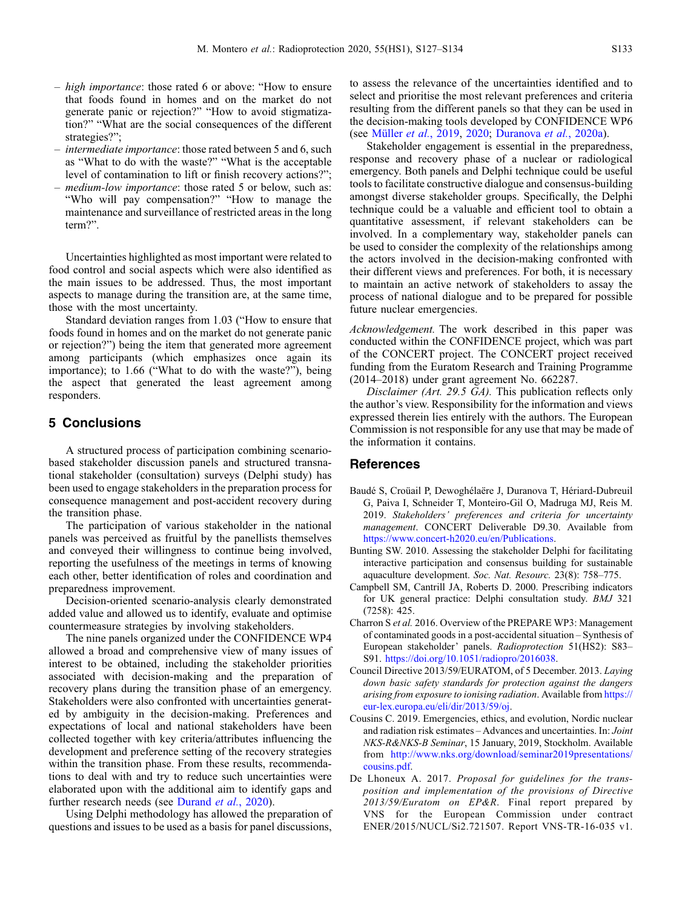- *high importance*: those rated 6 or above: "How to ensure that foods found in homes and on the market do not generate panic or rejection?" "How to avoid stigmatization?" "What are the social consequences of the different strategies?";
- *intermediate importance*: those rated between 5 and 6, such as "What to do with the waste?" "What is the acceptable level of contamination to lift or finish recovery actions?";
- *medium-low importance*: those rated 5 or below, such as: "Who will pay compensation?" "How to manage the maintenance and surveillance of restricted areas in the long term?".

Uncertainties highlighted as most important were related to food control and social aspects which were also identified as the main issues to be addressed. Thus, the most important aspects to manage during the transition are, at the same time, those with the most uncertainty.

Standard deviation ranges from 1.03 ("How to ensure that foods found in homes and on the market do not generate panic or rejection?") being the item that generated more agreement among participants (which emphasizes once again its importance); to 1.66 ("What to do with the waste?"), being the aspect that generated the least agreement among responders.

## 5 Conclusions

A structured process of participation combining scenario-based stakeholder discussion panels and structured transnational stakeholder (consultation) surveys (Delphi study) has been used to engage stakeholders in the preparation process for consequence management and post-accident recovery during the transition phase.

The participation of various stakeholder in the national panels was perceived as fruitful by the panellists themselves and conveyed their willingness to continue being involved, reporting the usefulness of the meetings in terms of knowing each other, better identification of roles and coordination and preparedness improvement.

Decision-oriented scenario-analysis clearly demonstrated added value and allowed us to identify, evaluate and optimise countermeasure strategies by involving stakeholders.

The nine panels organized under the CONFIDENCE WP4 allowed a broad and comprehensive view of many issues of interest to be obtained, including the stakeholder priorities associated with decision-making and the preparation of recovery plans during the transition phase of an emergency. Stakeholders were also confronted with uncertainties generated by ambiguity in the decision-making. Preferences and expectations of local and national stakeholders have been collected together with key criteria/attributes influencing the development and preference setting of the recovery strategies within the transition phase. From these results, recommendations to deal with and try to reduce such uncertainties were elaborated upon with the additional aim to identify gaps and further research needs (see Durand *et al.*, 2020).

Using Delphi methodology has allowed the preparation of questions and issues to be used as a basis for panel discussions, to assess the relevance of the uncertainties identified and to select and prioritise the most relevant preferences and criteria resulting from the different panels so that they can be used in the decision-making tools developed by CONFIDENCE WP6 (see Müller *et al.*, 2019, 2020; Duranova *et al.*, 2020a).

Stakeholder engagement is essential in the preparedness, response and recovery phase of a nuclear or radiological emergency. Both panels and Delphi technique could be useful tools to facilitate constructive dialogue and consensus-building amongst diverse stakeholder groups. Specifically, the Delphi technique could be a valuable and efficient tool to obtain a quantitative assessment, if relevant stakeholders can be involved. In a complementary way, stakeholder panels can be used to consider the complexity of the relationships among the actors involved in the decision-making confronted with their different views and preferences. For both, it is necessary to maintain an active network of stakeholders to assay the process of national dialogue and to be prepared for possible future nuclear emergencies.

*Acknowledgement.* The work described in this paper was conducted within the CONFIDENCE project, which was part of the CONCERT project. The CONCERT project received funding from the Euratom Research and Training Programme (2014–2018) under grant agreement No. 662287.

*Disclaimer (Art. 29.5 GA).* This publication reflects only the author's view. Responsibility for the information and views expressed therein lies entirely with the authors. The European Commission is not responsible for any use that may be made of the information it contains.

## References

Baudé S, Croüail P, Dewoghélaëre J, Duranova T, Hériard-Dubreuil G, Paiva I, Schneider T, Monteiro-Gil O, Madruga MJ, Reis M. 2019. *Stakeholders' preferences and criteria for uncertainty management*. CONCERT Deliverable D9.30. Available from https://www.concert-h2020.eu/en/Publications.

Bunting SW. 2010. Assessing the stakeholder Delphi for facilitating interactive participation and consensus building for sustainable aquaculture development. *Soc. Nat. Resourc.* 23(8): 758–775.

Campbell SM, Cantrill JA, Roberts D. 2000. Prescribing indicators for UK general practice: Delphi consultation study. *BMJ* 321 (7258): 425.

Charron S *et al.* 2016. Overview of the PREPARE WP3: Management of contaminated goods in a post-accidental situation – Synthesis of European stakeholder' panels. *Radioprotection* 51(HS2): S83–S91. https://doi.org/10.1051/radiopro/2016038.

Council Directive 2013/59/EURATOM, of 5 December. 2013. *Laying down basic safety standards for protection against the dangers arising from exposure to ionising radiation*. Available from https://eur-lex.europa.eu/eli/dir/2013/59/oj.

Cousins C. 2019. Emergencies, ethics, and evolution, Nordic nuclear and radiation risk estimates – Advances and uncertainties. In: *Joint NKS-R&NKS-B Seminar*, 15 January, 2019, Stockholm. Available from http://www.nks.org/download/seminar2019presentations/cousins.pdf.

De Lhoneux A. 2017. *Proposal for guidelines for the transposition and implementation of the provisions of Directive 2013/59/Euratom on EP&R*. Final report prepared by VNS for the European Commission under contract ENER/2015/NUCL/Si2.721507. Report VNS-TR-16-035 v1.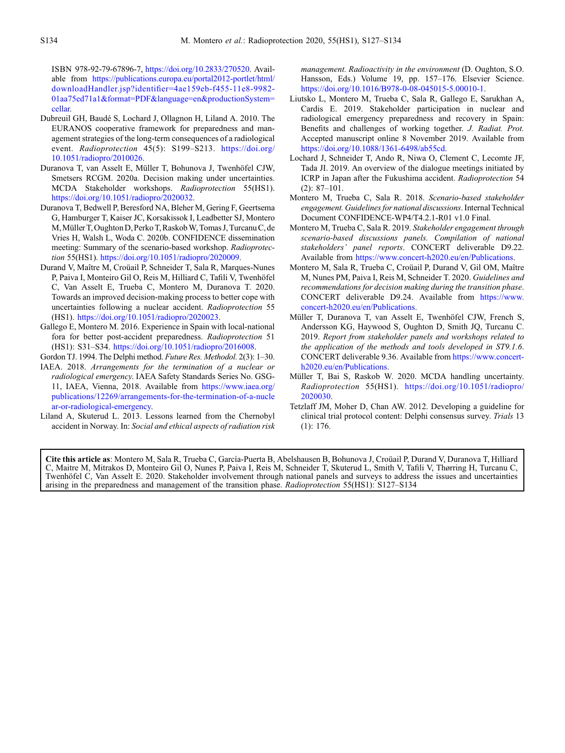ISBN 978-92-79-67896-7, https://doi.org/10.2833/270520. Available from https://publications.europa.eu/portal2012-portlet/html/downloadHandler.jsp?identifier=4ae159eb-f455-11e8-9982-01aa75ed71a1&format=PDF&language=en&productionSystem=cellar.

Dubreuil GH, Baudé S, Lochard J, Ollagnon H, Liland A. 2010. The EURANOS cooperative framework for preparedness and management strategies of the long-term consequences of a radiological event. *Radioprotection* 45(5): S199–S213. https://doi.org/10.1051/radiopro/2010026.

Duranova T, van Asselt E, Müller T, Bohunova J, Twenhöfel CJW, Smetsers RCGM. 2020a. Decision making under uncertainties. MCDA Stakeholder workshops. *Radioprotection* 55(HS1). https://doi.org/10.1051/radiopro/2020032.

Duranova T, Bedwell P, Beresford NA, Bleher M, Gering F, Geertsema G, Hamburger T, Kaiser JC, Korsakissok I, Leadbetter SJ, Montero M, Müller T, Oughton D, Perko T, Raskob W, Tomas J, Turcanu C, de Vries H, Walsh L, Woda C. 2020b. CONFIDENCE dissemination meeting: Summary of the scenario-based workshop. *Radioprotection* 55(HS1). https://doi.org/10.1051/radiopro/2020009.

Durand V, Maître M, Croüail P, Schneider T, Sala R, Marques-Nunes P, Paiva I, Monteiro Gil O, Reis M, Hilliard C, Tafili V, Twenhöfel C, Van Asselt E, Trueba C, Montero M, Duranova T. 2020. Towards an improved decision-making process to better cope with uncertainties following a nuclear accident. *Radioprotection* 55 (HS1). https://doi.org/10.1051/radiopro/2020023.

Gallego E, Montero M. 2016. Experience in Spain with local-national fora for better post-accident preparedness. *Radioprotection* 51 (HS1): S31–S34. https://doi.org/10.1051/radiopro/2016008.

Gordon TJ. 1994. The Delphi method. *Future Res. Methodol.* 2(3): 1–30.

IAEA. 2018. *Arrangements for the termination of a nuclear or radiological emergency*. IAEA Safety Standards Series No. GSG-11, IAEA, Vienna, 2018. Available from https://www.iaea.org/publications/12269/arrangements-for-the-termination-of-a-nuclear-or-radiological-emergency.

Liland A, Skuterud L. 2013. Lessons learned from the Chernobyl accident in Norway. In: *Social and ethical aspects of radiation risk management. Radioactivity in the environment* (D. Oughton, S.O. Hansson, Eds.) Volume 19, pp. 157–176. Elsevier Science. https://doi.org/10.1016/B978-0-08-045015-5.00010-1.

Liutsko L, Montero M, Trueba C, Sala R, Gallego E, Sarukhan A, Cardis E. 2019. Stakeholder participation in nuclear and radiological emergency preparedness and recovery in Spain: Benefits and challenges of working together. *J. Radiat. Prot.* Accepted manuscript online 8 November 2019. Available from https://doi.org/10.1088/1361-6498/ab55cd.

Lochard J, Schneider T, Ando R, Niwa O, Clement C, Lecomte JF, Tada JI. 2019. An overview of the dialogue meetings initiated by ICRP in Japan after the Fukushima accident. *Radioprotection* 54 (2): 87–101.

Montero M, Trueba C, Sala R. 2018. *Scenario-based stakeholder engagement. Guidelines for national discussions*. Internal Technical Document CONFIDENCE-WP4/T4.2.1-R01 v1.0 Final.

Montero M, Trueba C, Sala R. 2019. *Stakeholder engagement through scenario-based discussions panels. Compilation of national stakeholders' panel reports*. CONCERT deliverable D9.22. Available from https://www.concert-h2020.eu/en/Publications.

Montero M, Sala R, Trueba C, Croüail P, Durand V, Gil OM, Maître M, Nunes PM, Paiva I, Reis M, Schneider T. 2020. *Guidelines and recommendations for decision making during the transition phase*. CONCERT deliverable D9.24. Available from https://www.concert-h2020.eu/en/Publications.

Müller T, Duranova T, van Asselt E, Twenhöfel CJW, French S, Andersson KG, Haywood S, Oughton D, Smith JQ, Turcanu C. 2019. *Report from stakeholder panels and workshops related to the application of the methods and tools developed in ST9.1.6*. CONCERT deliverable 9.36. Available from https://www.concert-h2020.eu/en/Publications.

Müller T, Bai S, Raskob W. 2020. MCDA handling uncertainty. *Radioprotection* 55(HS1). https://doi.org/10.1051/radiopro/2020030.

Tetzlaff JM, Moher D, Chan AW. 2012. Developing a guideline for clinical trial protocol content: Delphi consensus survey. *Trials* 13 (1): 176.

**Cite this article as**: Montero M, Sala R, Trueba C, García-Puerta B, Abelshausen B, Bohunova J, Croüail P, Durand V, Duranova T, Hilliard C, Maitre M, Mitrakos D, Monteiro Gil O, Nunes P, Paiva I, Reis M, Schneider T, Skuterud L, Smith V, Tafili V, Thørring H, Turcanu C, Twenhöfel C, Van Asselt E. 2020. Stakeholder involvement through national panels and surveys to address the issues and uncertainties arising in the preparedness and management of the transition phase. *Radioprotection* 55(HS1): S127–S134